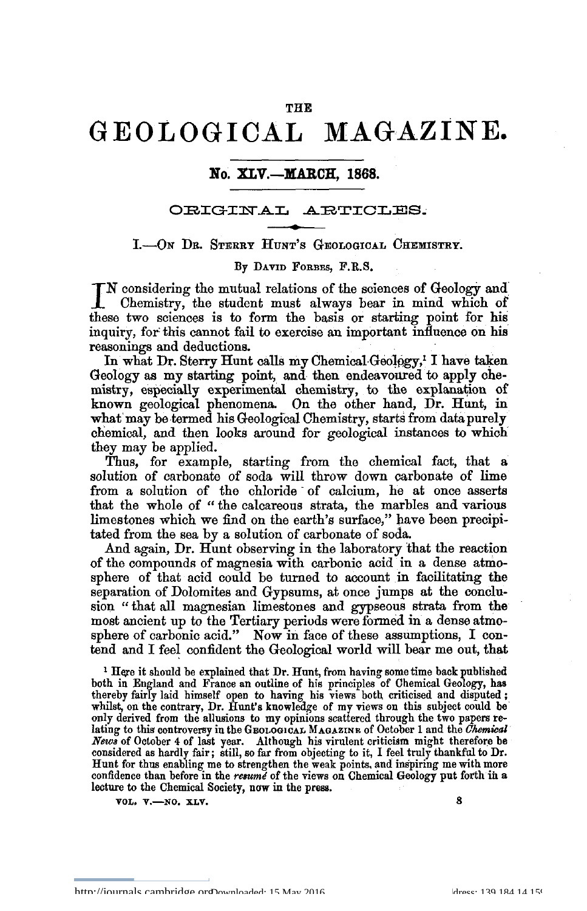# THE GEOLOGICAL MAGAZINE.

## No. XLV.—MARCH, 1868.

### ORIGINAL ARTICLES.

### I.—On Dr. Sterry Hunt's Geological Chemistry.

By David Forbes, F.R.S.

In considering the mutual relations of the sciences of Geology and Chemistry, the student must always bear in mind which of these two sciences is to form the basis or starting point for his inquiry, for this cannot fail to exercise an important influence on his reasonings and deductions.

In what Dr. Sterry Hunt calls my Chemical Geology,[1] I have taken Geology as my starting point, and then endeavoured to apply chemistry, especially experimental chemistry, to the explanation of known geological phenomena. On the other hand, Dr. Hunt, in what may be termed his Geological Chemistry, starts from data purely chemical, and then looks around for geological instances to which they may be applied.

Thus, for example, starting from the chemical fact, that a solution of carbonate of soda will throw down carbonate of lime from a solution of the chloride of calcium, he at once asserts that the whole of "the calcareous strata, the marbles and various limestones which we find on the earth's surface," have been precipitated from the sea by a solution of carbonate of soda.

And again, Dr. Hunt observing in the laboratory that the reaction of the compounds of magnesia with carbonic acid in a dense atmosphere of that acid could be turned to account in facilitating the separation of Dolomites and Gypsums, at once jumps at the conclusion "that all magnesian limestones and gypseous strata from the most ancient up to the Tertiary periods were formed in a dense atmosphere of carbonic acid." Now in face of these assumptions, I contend and I feel confident the Geological world will bear me out, that

[1] Here it should be explained that Dr. Hunt, from having some time back published both in England and France an outline of his principles of Chemical Geology, has thereby fairly laid himself open to having his views both criticised and disputed; whilst, on the contrary, Dr. Hunt's knowledge of my views on this subject could be only derived from the allusions to my opinions scattered through the two papers relating to this controversy in the Geological Magazine of October 1 and the *Chemical News* of October 4 of last year. Although his virulent criticism might therefore be considered as hardly fair; still, so far from objecting to it, I feel truly thankful to Dr. Hunt for thus enabling me to strengthen the weak points, and inspiring me with more confidence than before in the *resumé* of the views on Chemical Geology put forth in a lecture to the Chemical Society, now in the press.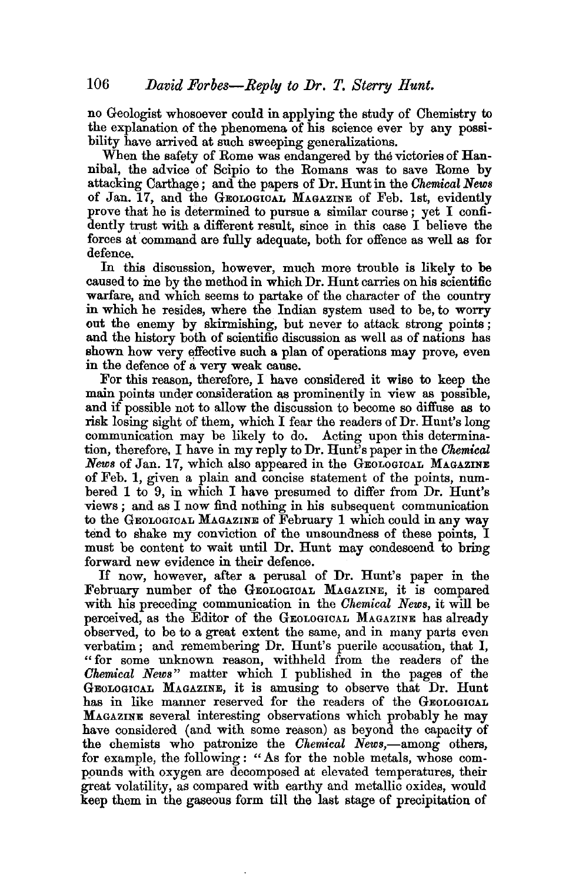no Geologist whosoever could in applying the study of Chemistry to the explanation of the phenomena of his science ever by any possibility have arrived at such sweeping generalizations.

When the safety of Rome was endangered by the victories of Hannibal, the advice of Scipio to the Romans was to save Rome by attacking Carthage; and the papers of Dr. Hunt in the *Chemical News* of Jan. 17, and the GEOLOGICAL MAGAZINE of Feb. 1st, evidently prove that he is determined to pursue a similar course; yet I confidently trust with a different result, since in this case I believe the forces at command are fully adequate, both for offence as well as for defence.

In this discussion, however, much more trouble is likely to be caused to me by the method in which Dr. Hunt carries on his scientific warfare, and which seems to partake of the character of the country in which he resides, where the Indian system used to be, to worry out the enemy by skirmishing, but never to attack strong points; and the history both of scientific discussion as well as of nations has shown how very effective such a plan of operations may prove, even in the defence of a very weak cause.

For this reason, therefore, I have considered it wise to keep the main points under consideration as prominently in view as possible, and if possible not to allow the discussion to become so diffuse as to risk losing sight of them, which I fear the readers of Dr. Hunt's long communication may be likely to do. Acting upon this determination, therefore, I have in my reply to Dr. Hunt's paper in the *Chemical News* of Jan. 17, which also appeared in the GEOLOGICAL MAGAZINE of Feb. 1, given a plain and concise statement of the points, numbered 1 to 9, in which I have presumed to differ from Dr. Hunt's views; and as I now find nothing in his subsequent communication to the GEOLOGICAL MAGAZINE of February 1 which could in any way tend to shake my conviction of the unsoundness of these points, I must be content to wait until Dr. Hunt may condescend to bring forward new evidence in their defence.

If now, however, after a perusal of Dr. Hunt's paper in the February number of the GEOLOGICAL MAGAZINE, it is compared with his preceding communication in the *Chemical News*, it will be perceived, as the Editor of the GEOLOGICAL MAGAZINE has already observed, to be to a great extent the same, and in many parts even verbatim; and remembering Dr. Hunt's puerile accusation, that I, "for some unknown reason, withheld from the readers of the *Chemical News*" matter which I published in the pages of the GEOLOGICAL MAGAZINE, it is amusing to observe that Dr. Hunt has in like manner reserved for the readers of the GEOLOGICAL MAGAZINE several interesting observations which probably he may have considered (and with some reason) as beyond the capacity of the chemists who patronize the *Chemical News*,—among others, for example, the following: "As for the noble metals, whose compounds with oxygen are decomposed at elevated temperatures, their great volatility, as compared with earthy and metallic oxides, would keep them in the gaseous form till the last stage of precipitation of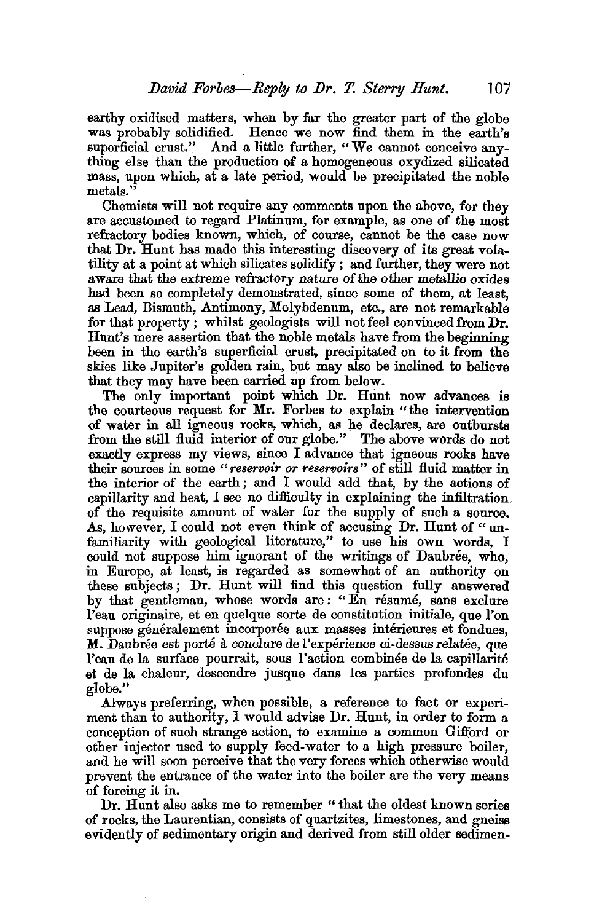earthy oxidised matters, when by far the greater part of the globe was probably solidified. Hence we now find them in the earth's superficial crust." And a little further, "We cannot conceive anything else than the production of a homogeneous oxydized silicated mass, upon which, at a late period, would be precipitated the noble metals."

Chemists will not require any comments upon the above, for they are accustomed to regard Platinum, for example, as one of the most refractory bodies known, which, of course, cannot be the case now that Dr. Hunt has made this interesting discovery of its great volatility at a point at which silicates solidify; and further, they were not aware that *the extreme refractory nature of* the other metallic oxides had been so completely demonstrated, since some of them, at least, as Lead, Bismuth, Antimony, Molybdenum, etc., are not remarkable for that property; whilst geologists will not feel convinced from Dr. Hunt's mere assertion that the noble metals have from the beginning been in the earth's superficial crust, precipitated on to it from the skies like Jupiter's golden rain, but may also be inclined to believe that they may have been carried up from below.

The only important point which Dr. Hunt now advances is the courteous request for Mr. Forbes to explain "the intervention of water in all igneous rocks, which, as he declares, are outbursts from the still fluid interior of our globe." The above words do not exactly express my views, since I advance that igneous rocks have their sources in some "*reservoir or reservoirs*" of still fluid matter in the interior of the earth; and I would add that, by the actions of capillarity and heat, I see no difficulty in explaining the infiltration of the requisite amount of water for the supply of such a source. As, however, I could not even think of accusing Dr. Hunt of "unfamiliarity with geological literature," to use his own words, I could not suppose him ignorant of the writings of Daubrée, who, in Europe, at least, is regarded as somewhat of an authority on these subjects; Dr. Hunt will find this question fully answered by that gentleman, whose words are: "En résumé, sans exclure l'eau originaire, et en quelque sorte de constitution initiale, que l'on suppose généralement incorporée aux masses intérieures et fondues, M. Daubrée est porté à conclure de l'expérience ci-dessus relatée, que l'eau de la surface pourrait, sous l'action combinée de la capillarité et de la chaleur, descendre jusque dans les parties profondes du globe."

Always preferring, when possible, a reference to fact or experiment than to authority, I would advise Dr. Hunt, in order to form a conception of such strange action, to examine a common Gifford or other injector used to supply feed-water to a high pressure boiler, and he will soon perceive that the very forces which otherwise would prevent the entrance of the water into the boiler are the very means of forcing it in.

Dr. Hunt also asks me to remember "that the oldest known series of rocks, the Laurentian, consists of quartzites, limestones, and gneiss evidently of sedimentary origin and derived from still older sedimen-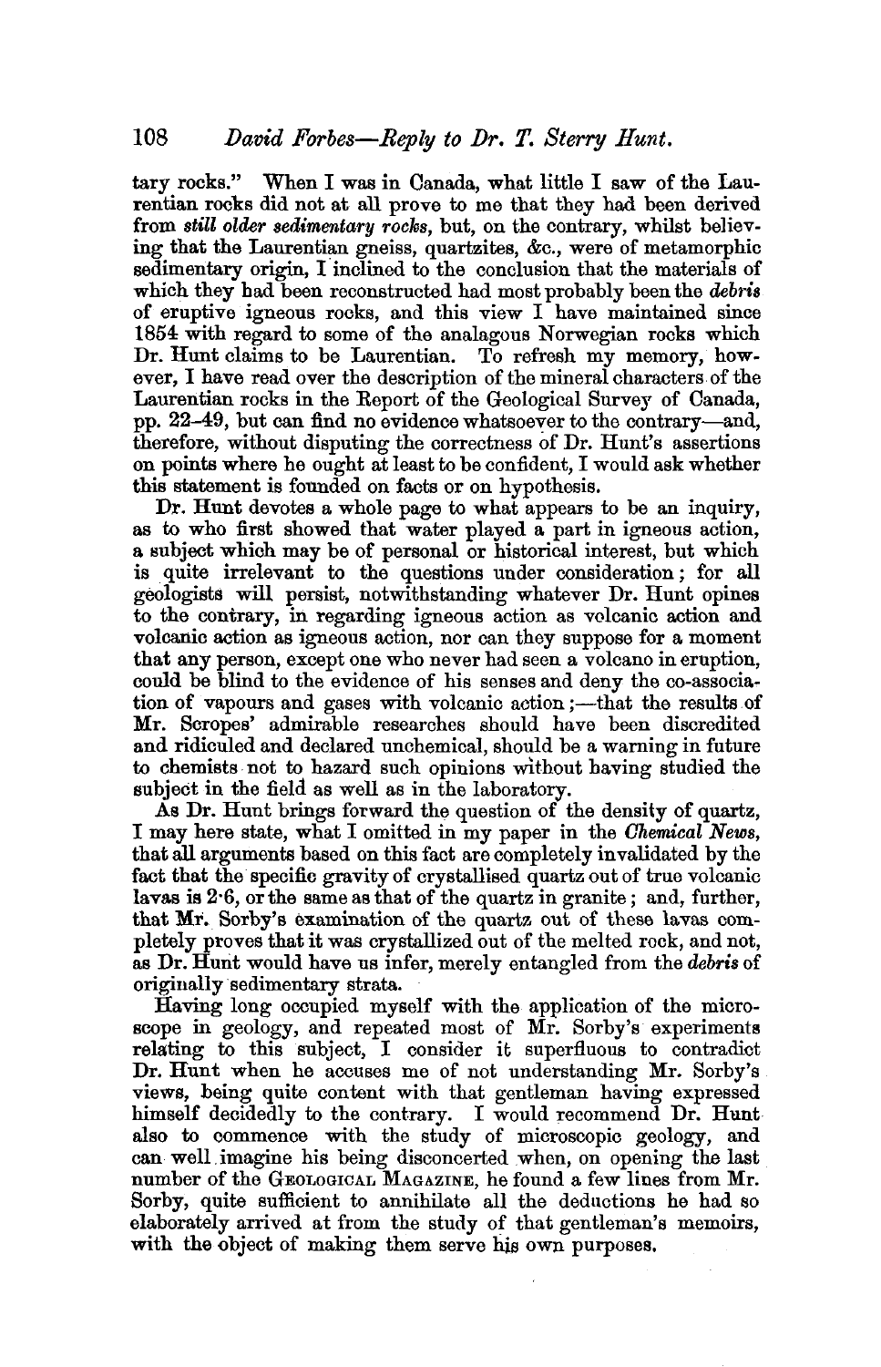tary rocks." When I was in Canada, what little I saw of the Laurentian rocks did not at all prove to me that they had been derived from *still older sedimentary rocks*, but, on the contrary, whilst believing that the Laurentian gneiss, quartzites, &c., were of metamorphic sedimentary origin, I inclined to the conclusion that the materials of which they had been reconstructed had most probably been the *debris* of eruptive igneous rocks, and this view I have maintained since 1854 with regard to some of the analagous Norwegian rocks which Dr. Hunt claims to be Laurentian. To refresh my memory, however, I have read over the description of the mineral characters of the Laurentian rocks in the Report of the Geological Survey of Canada, pp. 22–49, but can find no evidence whatsoever to the contrary—and, therefore, without disputing the correctness of Dr. Hunt's assertions on points where he ought at least to be confident, I would ask whether this statement is founded on facts or on hypothesis.

Dr. Hunt devotes a whole page to what appears to be an inquiry, as to who first showed that water played a part in igneous action, a subject which may be of personal or historical interest, but which is quite irrelevant to the questions under consideration; for all geologists will persist, notwithstanding whatever Dr. Hunt opines to the contrary, in regarding igneous action as volcanic action and volcanic action as igneous action, nor can they suppose for a moment that any person, except one who never had seen a volcano in eruption, could be blind to the evidence of his senses and deny the co-association of vapours and gases with volcanic action;—that the results of Mr. Scropes' admirable researches should have been discredited and ridiculed and declared unchemical, should be a warning in future to chemists not to hazard such opinions without having studied the subject in the field as well as in the laboratory.

As Dr. Hunt brings forward the question of the density of quartz, I may here state, what I omitted in my paper in the *Chemical News*, that all arguments based on this fact are completely invalidated by the fact that the specific gravity of crystallised quartz out of true volcanic lavas is 2·6, or the same as that of the quartz in granite; and, further, that Mr. Sorby's examination of the quartz out of these lavas completely proves that it was crystallized out of the melted rock, and not, as Dr. Hunt would have us infer, merely entangled from the *debris* of originally sedimentary strata.

Having long occupied myself with the application of the microscope in geology, and repeated most of Mr. Sorby's experiments relating to this subject, I consider it superfluous to contradict Dr. Hunt when he accuses me of not understanding Mr. Sorby's views, being quite content with that gentleman having expressed himself decidedly to the contrary. I would recommend Dr. Hunt also to commence with the study of microscopic geology, and can well imagine his being disconcerted when, on opening the last number of the GEOLOGICAL MAGAZINE, he found a few lines from Mr. Sorby, quite sufficient to annihilate all the deductions he had so elaborately arrived at from the study of that gentleman's memoirs, with the object of making them serve his own purposes.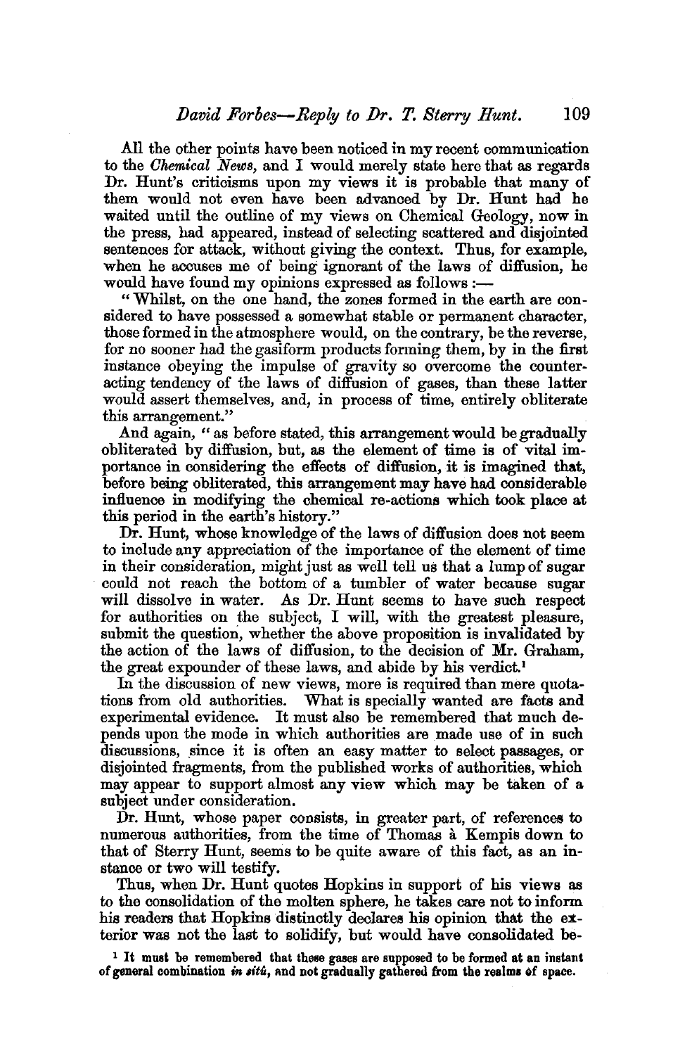All the other points have been noticed in my recent communication to the *Chemical News*, and I would merely state here that as regards Dr. Hunt's criticisms upon my views it is probable that many of them would not even have been advanced by Dr. Hunt had he waited until the outline of my views on Chemical Geology, now in the press, had appeared, instead of selecting scattered and disjointed sentences for attack, without giving the context. Thus, for example, when he accuses me of being ignorant of the laws of diffusion, he would have found my opinions expressed as follows :—

"Whilst, on the one hand, the zones formed in the earth are considered to have possessed a somewhat stable or permanent character, those formed in the atmosphere would, on the contrary, be the reverse, for no sooner had the gasiform products forming them, by in the first instance obeying the impulse of gravity so overcome the counteracting tendency of the laws of diffusion of gases, than these latter would assert themselves, and, in process of time, entirely obliterate this arrangement."

And again, "as before stated, this arrangement would be gradually obliterated by diffusion, but, as the element of time is of vital importance in considering the effects of diffusion, it is imagined that, before being obliterated, this arrangement may have had considerable influence in modifying the chemical re-actions which took place at this period in the earth's history."

Dr. Hunt, whose knowledge of the laws of diffusion does not seem to include any appreciation of the importance of the element of time in their consideration, might just as well tell us that a lump of sugar could not reach the bottom of a tumbler of water because sugar will dissolve in water. As Dr. Hunt seems to have such respect for authorities on the subject, I will, with the greatest pleasure, submit the question, whether the above proposition is invalidated by the action of the laws of diffusion, to the decision of Mr. Graham, the great expounder of these laws, and abide by his verdict.[1]

In the discussion of new views, more is required than mere quotations from old authorities. What is specially wanted are facts and experimental evidence. It must also be remembered that much depends upon the mode in which authorities are made use of in such discussions, since it is often an easy matter to select passages, or disjointed fragments, from the published works of authorities, which may appear to support almost any view which may be taken of a subject under consideration.

Dr. Hunt, whose paper consists, in greater part, of references to numerous authorities, from the time of Thomas à Kempis down to that of Sterry Hunt, seems to be quite aware of this fact, as an instance or two will testify.

Thus, when Dr. Hunt quotes Hopkins in support of his views as to the consolidation of the molten sphere, he takes care not to inform his readers that Hopkins distinctly declares his opinion that the exterior was not the last to solidify, but would have consolidated be-

[1] It must be remembered that these gases are supposed to be formed at an instant of general combination *in situ*, and not gradually gathered from the realms of space.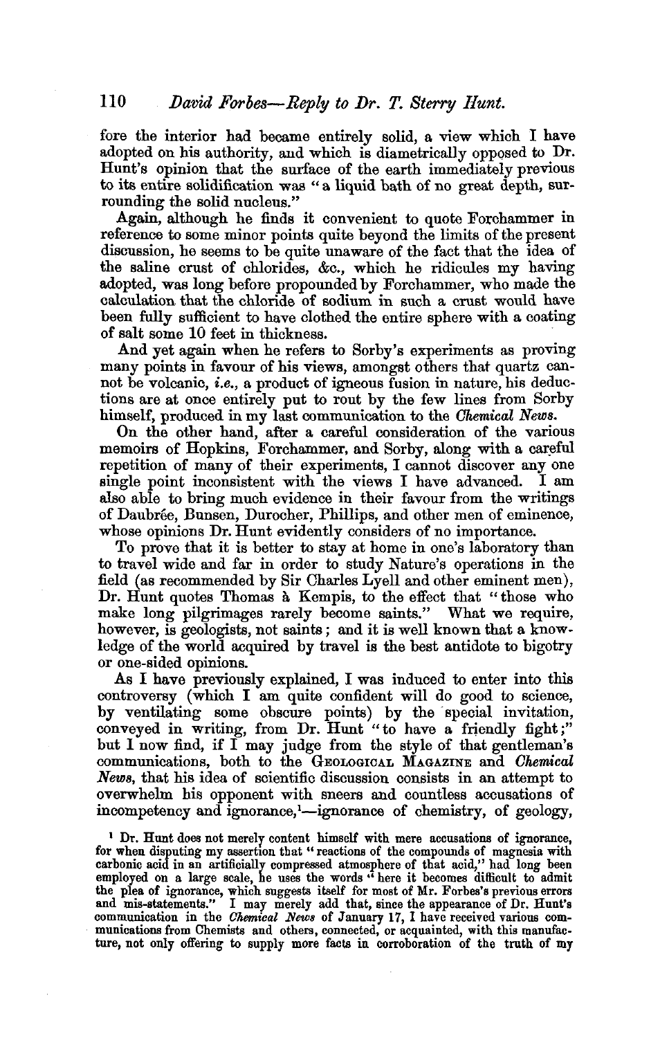fore the interior had became entirely solid, a view which I have adopted on his authority, and which is diametrically opposed to Dr. Hunt's opinion that the surface of the earth immediately previous to its entire solidification was "a liquid bath of no great depth, surrounding the solid nucleus."

Again, although he finds it convenient to quote Forchammer in reference to some minor points quite beyond the limits of the present discussion, he seems to be quite unaware of the fact that the idea of the saline crust of chlorides, &c., which he ridicules my having adopted, was long before propounded by Forchammer, who made the calculation that the chloride of sodium in such a crust would have been fully sufficient to have clothed the entire sphere with a coating of salt some 10 feet in thickness.

And yet again when he refers to Sorby's experiments as proving many points in favour of his views, amongst others that quartz cannot be volcanic, *i.e.*, a product of igneous fusion in nature, his deductions are at once entirely put to rout by the few lines from Sorby himself, produced in my last communication to the *Chemical News*.

On the other hand, after a careful consideration of the various memoirs of Hopkins, Forchammer, and Sorby, along with a careful repetition of many of their experiments, I cannot discover any one single point inconsistent with the views I have advanced. I am also able to bring much evidence in their favour from the writings of Daubrée, Bunsen, Durocher, Phillips, and other men of eminence, whose opinions Dr. Hunt evidently considers of no importance.

To prove that it is better to stay at home in one's laboratory than to travel wide and far in order to study Nature's operations in the field (as recommended by Sir Charles Lyell and other eminent men), Dr. Hunt quotes Thomas à Kempis, to the effect that "those who make long pilgrimages rarely become saints." What we require, however, is geologists, not saints; and it is well known that a knowledge of the world acquired by travel is the best antidote to bigotry or one-sided opinions.

As I have previously explained, I was induced to enter into this controversy (which I am quite confident will do good to science, by ventilating some obscure points) by the special invitation, conveyed in writing, from Dr. Hunt "to have a friendly fight;" but I now find, if I may judge from the style of that gentleman's communications, both to the GEOLOGICAL MAGAZINE and *Chemical News*, that his idea of scientific discussion consists in an attempt to overwhelm his opponent with sneers and countless accusations of incompetency and ignorance,[1]—ignorance of chemistry, of geology,

[1] Dr. Hunt does not merely content himself with mere accusations of ignorance, for when disputing my assertion that "reactions of the compounds of magnesia with carbonic acid in an artificially compressed atmosphere of that acid," had long been employed on a large scale, he uses the words "here it becomes difficult to admit the plea of ignorance, which suggests itself for most of Mr. Forbes's previous errors and mis-statements." I may merely add that, since the appearance of Dr. Hunt's communication in the *Chemical News* of January 17, I have received various communications from Chemists and others, connected, or acquainted, with this manufacture, not only offering to supply more facts in corroboration of the truth of my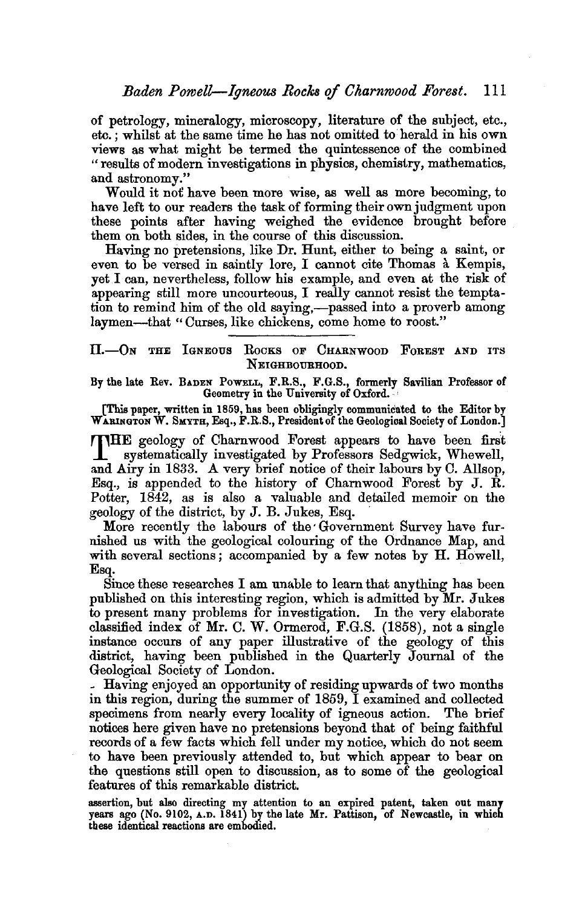of petrology, mineralogy, microscopy, literature of the subject, etc., etc.; whilst at the same time he has not omitted to herald in his own views as what might be termed the quintessence of the combined "results of modern investigations in physics, chemistry, mathematics, and astronomy."

Would it not have been more wise, as well as more becoming, to have left to our readers the task of forming their own judgment upon these points after having weighed the evidence brought before them on both sides, in the course of this discussion.

Having no pretensions, like Dr. Hunt, either to being a saint, or even to be versed in saintly lore, I cannot cite Thomas à Kempis, yet I can, nevertheless, follow his example, and even at the risk of appearing still more uncourteous, I really cannot resist the temptation to remind him of the old saying,—passed into a proverb among laymen—that "Curses, like chickens, come home to roost."

---

## II.—On the Igneous Rocks of Charnwood Forest and its Neighbourhood.

By the late Rev. Baden Powell, F.R.S., F.G.S., formerly Savilian Professor of Geometry in the University of Oxford.

[This paper, written in 1859, has been obligingly communicated to the Editor by Warington W. Smyth, Esq., F.R.S., President of the Geological Society of London.]

The geology of Charnwood Forest appears to have been first systematically investigated by Professors Sedgwick, Whewell, and Airy in 1833. A very brief notice of their labours by C. Allsop, Esq., is appended to the history of Charnwood Forest by J. R. Potter, 1842, as is also a valuable and detailed memoir on the geology of the district, by J. B. Jukes, Esq.

More recently the labours of the Government Survey have furnished us with the geological colouring of the Ordnance Map, and with several sections; accompanied by a few notes by H. Howell, Esq.

Since these researches I am unable to learn that anything has been published on this interesting region, which is admitted by Mr. Jukes to present many problems for investigation. In the very elaborate classified index of Mr. C. W. Ormerod, F.G.S. (1858), not a single instance occurs of any paper illustrative of the geology of this district, having been published in the Quarterly Journal of the Geological Society of London.

Having enjoyed an opportunity of residing upwards of two months in this region, during the summer of 1859, I examined and collected specimens from nearly every locality of igneous action. The brief notices here given have no pretensions beyond that of being faithful records of a few facts which fell under my notice, which do not seem to have been previously attended to, but which appear to bear on the questions still open to discussion, as to some of the geological features of this remarkable district.

assertion, but also directing my attention to an expired patent, taken out many years ago (No. 9102, A.D. 1841) by the late Mr. Pattison, of Newcastle, in which these identical reactions are embodied.